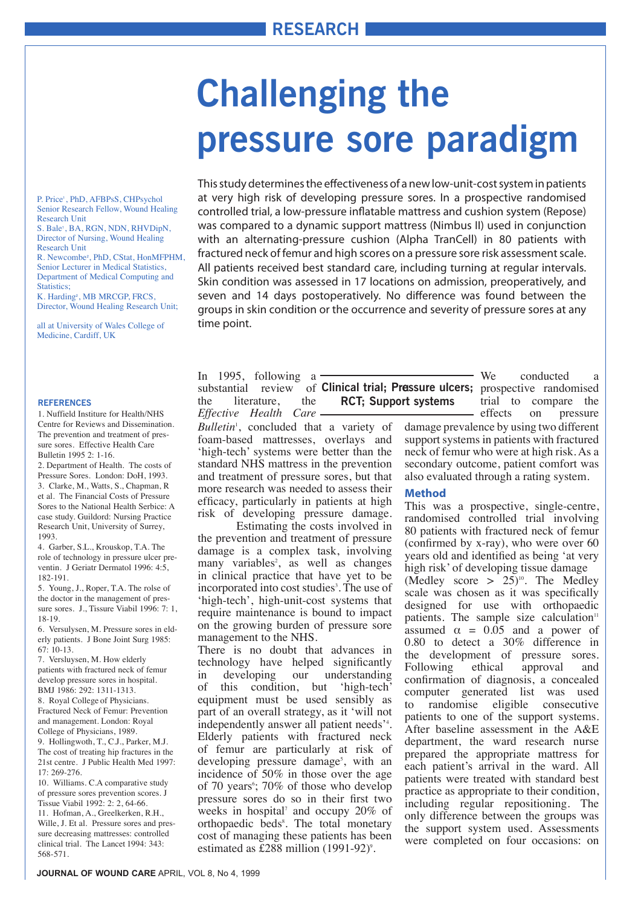RESEARCH

# Challenging the pressure sore paradigm

This study determines the effectiveness of a new low-unit-cost system in patients at very high risk of developing pressure sores. In a prospective randomised controlled trial, a low-pressure inflatable mattress and cushion system (Repose) was compared to a dynamic support mattress (Nimbus II) used in conjunction with an alternating-pressure cushion (Alpha TranCell) in 80 patients with fractured neck of femur and high scores on a pressure sore risk assessment scale. All patients received best standard care, including turning at regular intervals. Skin condition was assessed in 17 locations on admission, preoperatively, and seven and 14 days postoperatively. No difference was found between the groups in skin condition or the occurrence and severity of pressure sores at any time point.

P. Price[1], PhD, AFBPsS, CHPsychol Senior Research Fellow, Wound Healing Research Unit
S. Bale[1], BA, RGN, NDN, RHVDipN, Director of Nursing, Wound Healing Research Unit
R. Newcombe[2], PhD, CStat, HonMFPHM, Senior Lecturer in Medical Statistics, Department of Medical Computing and Statistics;
K. Harding[2], MB MRCGP, FRCS, Director, Wound Healing Research Unit;

all at University of Wales College of Medicine, Cardiff, UK

**Clinical trial; Pressure ulcers; RCT; Support systems**

In 1995, following a substantial review of the literature, the *Effective Health Care Bulletin*[1], concluded that a variety of foam-based mattresses, overlays and 'high-tech' systems were better than the standard NHS mattress in the prevention and treatment of pressure sores, but that more research was needed to assess their efficacy, particularly in patients at high risk of developing pressure damage.

Estimating the costs involved in the prevention and treatment of pressure damage is a complex task, involving many variables[2], as well as changes in clinical practice that have yet to be incorporated into cost studies[3]. The use of 'high-tech', high-unit-cost systems that require maintenance is bound to impact on the growing burden of pressure sore management to the NHS.

There is no doubt that advances in technology have helped significantly in developing our understanding of this condition, but 'high-tech' equipment must be used sensibly as part of an overall strategy, as it 'will not independently answer all patient needs'[4]. Elderly patients with fractured neck of femur are particularly at risk of developing pressure damage[5], with an incidence of 50% in those over the age of 70 years[6]; 70% of those who develop pressure sores do so in their first two weeks in hospital[7] and occupy 20% of orthopaedic beds[8]. The total monetary cost of managing these patients has been estimated as £288 million (1991-92)[9].

We conducted a prospective randomised trial to compare the effects on pressure damage prevalence by using two different support systems in patients with fractured neck of femur who were at high risk. As a secondary outcome, patient comfort was also evaluated through a rating system.

## Method

This was a prospective, single-centre, randomised controlled trial involving 80 patients with fractured neck of femur (confirmed by x-ray), who were over 60 years old and identified as being 'at very high risk' of developing tissue damage (Medley score > 25)[10]. The Medley scale was chosen as it was specifically designed for use with orthopaedic patients. The sample size calculation[11] assumed $\alpha = 0.05$ and a power of 0.80 to detect a 30% difference in the development of pressure sores. Following ethical approval and confirmation of diagnosis, a concealed computer generated list was used to randomise eligible consecutive patients to one of the support systems. After baseline assessment in the A&E department, the ward research nurse prepared the appropriate mattress for each patient's arrival in the ward. All patients were treated with standard best practice as appropriate to their condition, including regular repositioning. The only difference between the groups was the support system used. Assessments were completed on four occasions: on

### REFERENCES

1. Nuffield Institute for Health/NHS Centre for Reviews and Dissemination. The prevention and treatment of pressure sores. Effective Health Care Bulletin 1995 2: 1-16.
2. Department of Health. The costs of Pressure Sores. London: DoH, 1993.
3. Clarke, M., Watts, S., Chapman, R et al. The Financial Costs of Pressure Sores to the National Health Serbice: A case study. Guildord: Nursing Practice Research Unit, University of Surrey, 1993.
4. Garber, S.L., Krouskop, T.A. The role of technology in pressure ulcer preventin. J Geriatr Dermatol 1996: 4:5, 182-191.
5. Young, J., Roper, T.A. The rolse of the doctor in the management of pressure sores. J., Tissure Viabil 1996: 7: 1, 18-19.
6. Versulysen, M. Pressure sores in elderly patients. J Bone Joint Surg 1985: 67: 10-13.
7. Versluysen, M. How elderly patients with fractured neck of femur develop pressure sores in hospital. BMJ 1986: 292: 1311-1313.
8. Royal College of Physicians. Fractured Neck of Femur: Prevention and management. London: Royal College of Physicians, 1989.
9. Hollingwoth, T., C.J., Parker, M.J. The cost of treating hip fractures in the 21st centre. J Public Health Med 1997: 17: 269-276.
10. Williams. C.A comparative study of pressure sores prevention scores. J Tissue Viabil 1992: 2: 2, 64-66.
11. Hofman, A., Greelkerken, R.H., Wille, J. Et al. Pressure sores and pressure decreasing mattresses: controlled clinical trial. The Lancet 1994: 343: 568-571.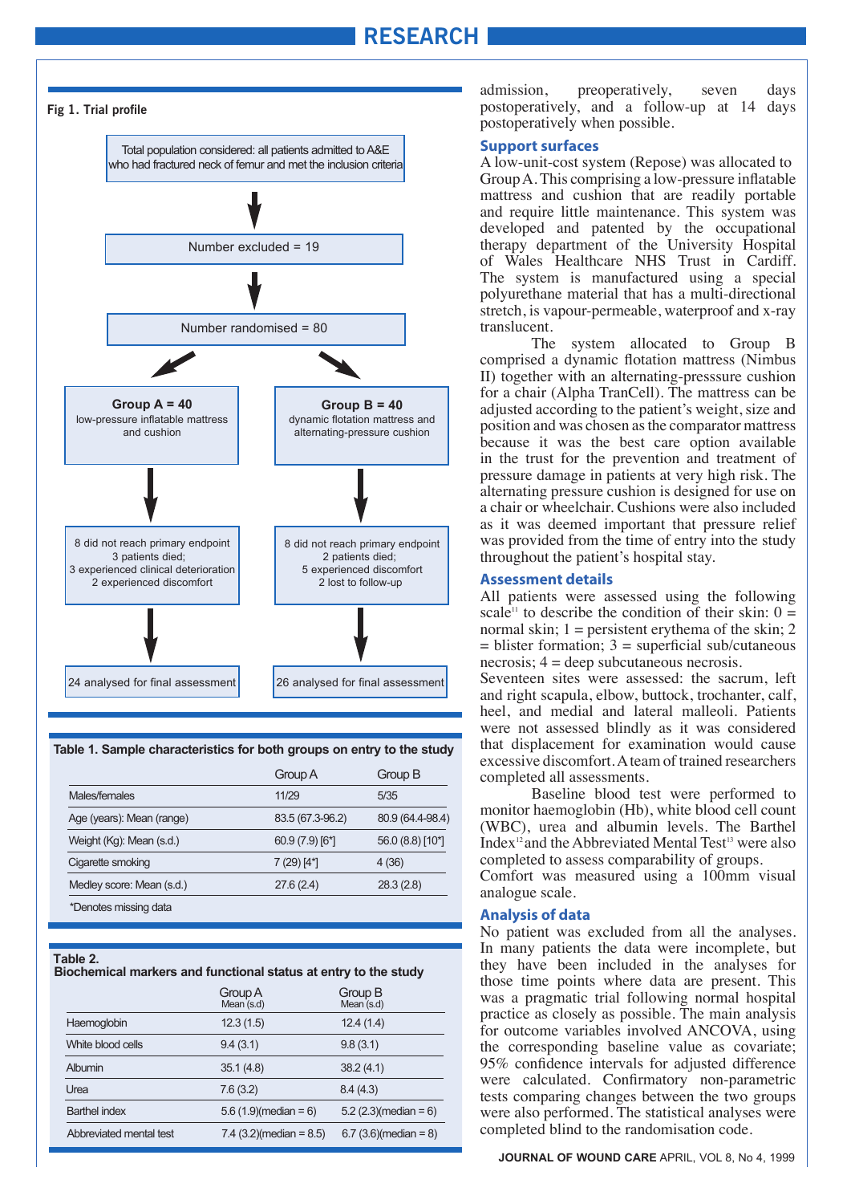**Fig 1. Trial profile**

Total population considered: all patients admitted to A&E who had fractured neck of femur and met the inclusion criteria

Number excluded = 19

Number randomised = 80

**Group A = 40**
low-pressure inflatable mattress and cushion

8 did not reach primary endpoint
3 patients died;
3 experienced clinical deterioration
2 experienced discomfort

24 analysed for final assessment

**Group B = 40**
dynamic flotation mattress and alternating-pressure cushion

8 did not reach primary endpoint
2 patients died;
5 experienced discomfort
2 lost to follow-up

26 analysed for final assessment

**Table 1. Sample characteristics for both groups on entry to the study**

| | Group A | Group B |
|---|---|---|
| Males/females | 11/29 | 5/35 |
| Age (years): Mean (range) | 83.5 (67.3-96.2) | 80.9 (64.4-98.4) |
| Weight (Kg): Mean (s.d.) | 60.9 (7.9) [6*] | 56.0 (8.8) [10*] |
| Cigarette smoking | 7 (29) [4*] | 4 (36) |
| Medley score: Mean (s.d.) | 27.6 (2.4) | 28.3 (2.8) |

*Denotes missing data

**Table 2.**
**Biochemical markers and functional status at entry to the study**

| | Group A Mean (s.d) | Group B Mean (s.d) |
|---|---|---|
| Haemoglobin | 12.3 (1.5) | 12.4 (1.4) |
| White blood cells | 9.4 (3.1) | 9.8 (3.1) |
| Albumin | 35.1 (4.8) | 38.2 (4.1) |
| Urea | 7.6 (3.2) | 8.4 (4.3) |
| Barthel index | 5.6 (1.9)(median = 6) | 5.2 (2.3)(median = 6) |
| Abbreviated mental test | 7.4 (3.2)(median = 8.5) | 6.7 (3.6)(median = 8) |

admission, preoperatively, seven days postoperatively, and a follow-up at 14 days postoperatively when possible.

### Support surfaces

A low-unit-cost system (Repose) was allocated to Group A. This comprising a low-pressure inflatable mattress and cushion that are readily portable and require little maintenance. This system was developed and patented by the occupational therapy department of the University Hospital of Wales Healthcare NHS Trust in Cardiff. The system is manufactured using a special polyurethane material that has a multi-directional stretch, is vapour-permeable, waterproof and x-ray translucent.

The system allocated to Group B comprised a dynamic flotation mattress (Nimbus II) together with an alternating-presssure cushion for a chair (Alpha TranCell). The mattress can be adjusted according to the patient's weight, size and position and was chosen as the comparator mattress because it was the best care option available in the trust for the prevention and treatment of pressure damage in patients at very high risk. The alternating pressure cushion is designed for use on a chair or wheelchair. Cushions were also included as it was deemed important that pressure relief was provided from the time of entry into the study throughout the patient's hospital stay.

### Assessment details

All patients were assessed using the following scale[11] to describe the condition of their skin: 0 = normal skin; 1 = persistent erythema of the skin; 2 = blister formation; 3 = superficial sub/cutaneous necrosis; 4 = deep subcutaneous necrosis.

Seventeen sites were assessed: the sacrum, left and right scapula, elbow, buttock, trochanter, calf, heel, and medial and lateral malleoli. Patients were not assessed blindly as it was considered that displacement for examination would cause excessive discomfort. A team of trained researchers completed all assessments.

Baseline blood test were performed to monitor haemoglobin (Hb), white blood cell count (WBC), urea and albumin levels. The Barthel Index[12] and the Abbreviated Mental Test[13] were also completed to assess comparability of groups. Comfort was measured using a 100mm visual analogue scale.

### Analysis of data

No patient was excluded from all the analyses. In many patients the data were incomplete, but they have been included in the analyses for those time points where data are present. This was a pragmatic trial following normal hospital practice as closely as possible. The main analysis for outcome variables involved ANCOVA, using the corresponding baseline value as covariate; 95% confidence intervals for adjusted difference were calculated. Confirmatory non-parametric tests comparing changes between the two groups were also performed. The statistical analyses were completed blind to the randomisation code.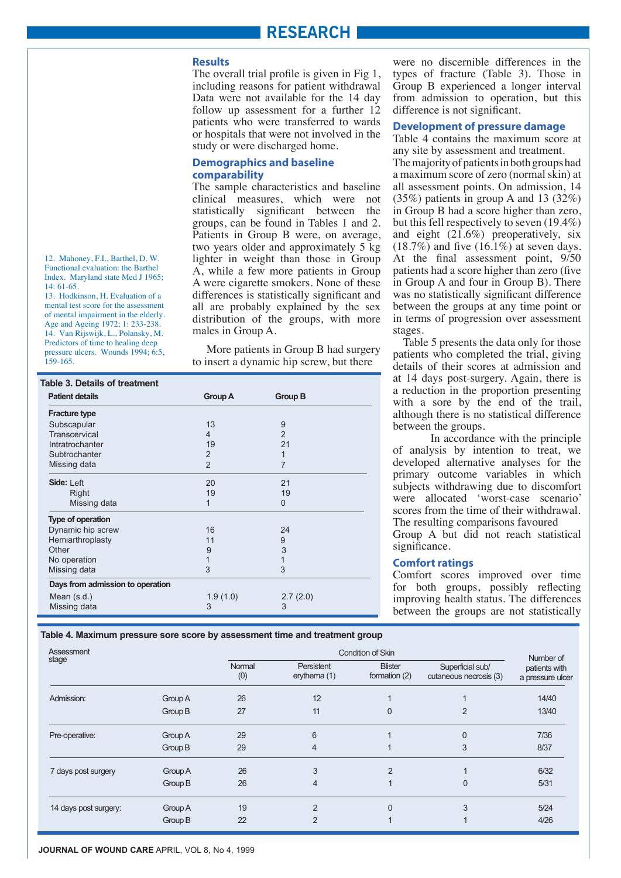## Results

The overall trial profile is given in Fig 1, including reasons for patient withdrawal Data were not available for the 14 day follow up assessment for a further 12 patients who were transferred to wards or hospitals that were not involved in the study or were discharged home.

### Demographics and baseline comparability

The sample characteristics and baseline clinical measures, which were not statistically significant between the groups, can be found in Tables 1 and 2. Patients in Group B were, on average, two years older and approximately 5 kg lighter in weight than those in Group A, while a few more patients in Group A were cigarette smokers. None of these differences is statistically significant and all are probably explained by the sex distribution of the groups, with more males in Group A.

More patients in Group B had surgery to insert a dynamic hip screw, but there were no discernible differences in the types of fracture (Table 3). Those in Group B experienced a longer interval from admission to operation, but this difference is not significant.

### Development of pressure damage

Table 4 contains the maximum score at any site by assessment and treatment. The majority of patients in both groups had a maximum score of zero (normal skin) at all assessment points. On admission, 14 (35%) patients in group A and 13 (32%) in Group B had a score higher than zero, but this fell respectively to seven (19.4%) and eight (21.6%) preoperatively, six (18.7%) and five (16.1%) at seven days. At the final assessment point, 9/50 patients had a score higher than zero (five in Group A and four in Group B). There was no statistically significant difference between the groups at any time point or in terms of progression over assessment stages.

Table 5 presents the data only for those patients who completed the trial, giving details of their scores at admission and at 14 days post-surgery. Again, there is a reduction in the proportion presenting with a sore by the end of the trail, although there is no statistical difference between the groups.

In accordance with the principle of analysis by intention to treat, we developed alternative analyses for the primary outcome variables in which subjects withdrawing due to discomfort were allocated 'worst-case scenario' scores from the time of their withdrawal. The resulting comparisons favoured Group A but did not reach statistical significance.

### Comfort ratings

Comfort scores improved over time for both groups, possibly reflecting improving health status. The differences between the groups are not statistically

12. Mahoney, F.I., Barthel, D. W. Functional evaluation: the Barthel Index. Maryland state Med J 1965; 14: 61-65.
13. Hodkinson, H. Evaluation of a mental test score for the assessment of mental impairment in the elderly. Age and Ageing 1972; 1: 233-238.
14. Van Rijswijk, L., Polansky, M. Predictors of time to healing deep pressure ulcers. Wounds 1994; 6:5, 159-165.

**Table 3. Details of treatment**

| Patient details | Group A | Group B |
|---|---|---|
| **Fracture type** | | |
| Subscapular | 13 | 9 |
| Transcervical | 4 | 2 |
| Intratrochanter | 19 | 21 |
| Subtrochanter | 2 | 1 |
| Missing data | 2 | 7 |
| **Side:** Left | 20 | 21 |
| Right | 19 | 19 |
| Missing data | 1 | 0 |
| **Type of operation** | | |
| Dynamic hip screw | 16 | 24 |
| Hemiarthroplasty | 11 | 9 |
| Other | 9 | 3 |
| No operation | 1 | 1 |
| Missing data | 3 | 3 |
| **Days from admission to operation** | | |
| Mean (s.d.) | 1.9 (1.0) | 2.7 (2.0) |
| Missing data | 3 | 3 |

**Table 4. Maximum pressure sore score by assessment time and treatment group**

| Assessment stage | | Condition of Skin | | | | Number of patients with a pressure ulcer |
|---|---|---|---|---|---|---|
| | | Normal (0) | Persistent erythema (1) | Blister formation (2) | Superficial sub/ cutaneous necrosis (3) | |
| Admission: | Group A | 26 | 12 | 1 | 1 | 14/40 |
| | Group B | 27 | 11 | 0 | 2 | 13/40 |
| Pre-operative: | Group A | 29 | 6 | 1 | 0 | 7/36 |
| | Group B | 29 | 4 | 1 | 3 | 8/37 |
| 7 days post surgery | Group A | 26 | 3 | 2 | 1 | 6/32 |
| | Group B | 26 | 4 | 1 | 0 | 5/31 |
| 14 days post surgery: | Group A | 19 | 2 | 0 | 3 | 5/24 |
| | Group B | 22 | 2 | 1 | 1 | 4/26 |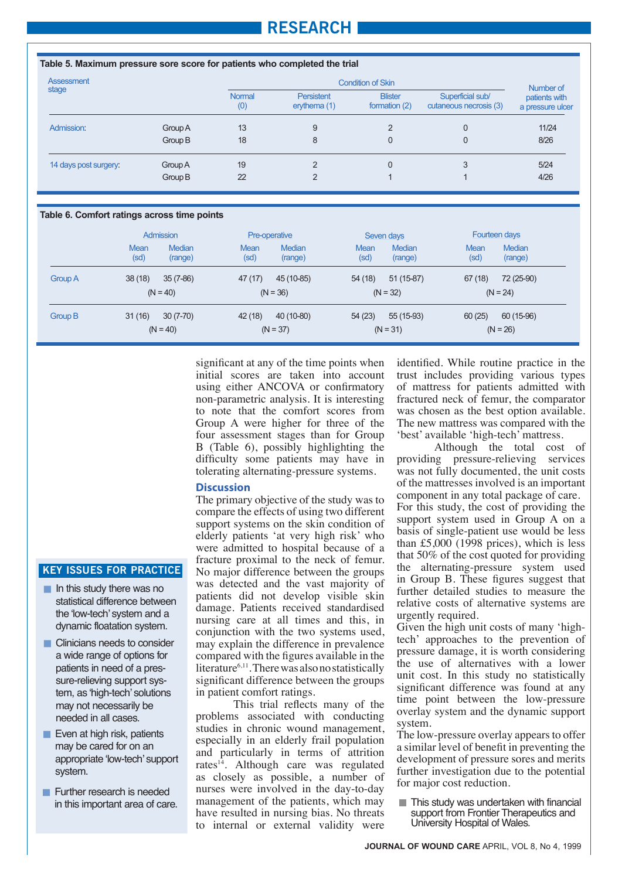**Table 5. Maximum pressure sore score for patients who completed the trial**

| Assessment stage | | Condition of Skin | | | | Number of patients with a pressure ulcer |
|---|---|---|---|---|---|---|
| | | Normal (0) | Persistent erythema (1) | Blister formation (2) | Superficial sub/ cutaneous necrosis (3) | |
| Admission: | Group A | 13 | 9 | 2 | 0 | 11/24 |
| | Group B | 18 | 8 | 0 | 0 | 8/26 |
| 14 days post surgery: | Group A | 19 | 2 | 0 | 3 | 5/24 |
| | Group B | 22 | 2 | 1 | 1 | 4/26 |

**Table 6. Comfort ratings across time points**

| | Admission | | Pre-operative | | Seven days | | Fourteen days | |
|---|---|---|---|---|---|---|---|---|
| | Mean (sd) | Median (range) | Mean (sd) | Median (range) | Mean (sd) | Median (range) | Mean (sd) | Median (range) |
| Group A | 38 (18) | 35 (7-86) | 47 (17) | 45 (10-85) | 54 (18) | 51 (15-87) | 67 (18) | 72 (25-90) |
| | (N = 40) | | (N = 36) | | (N = 32) | | (N = 24) | |
| Group B | 31 (16) | 30 (7-70) | 42 (18) | 40 (10-80) | 54 (23) | 55 (15-93) | 60 (25) | 60 (15-96) |
| | (N = 40) | | (N = 37) | | (N = 31) | | (N = 26) | |

significant at any of the time points when initial scores are taken into account using either ANCOVA or confirmatory non-parametric analysis. It is interesting to note that the comfort scores from Group A were higher for three of the four assessment stages than for Group B (Table 6), possibly highlighting the difficulty some patients may have in tolerating alternating-pressure systems.

## Discussion

The primary objective of the study was to compare the effects of using two different support systems on the skin condition of elderly patients 'at very high risk' who were admitted to hospital because of a fracture proximal to the neck of femur. No major difference between the groups was detected and the vast majority of patients did not develop visible skin damage. Patients received standardised nursing care at all times and this, in conjunction with the two systems used, may explain the difference in prevalence compared with the figures available in the literature[6,11]. There was also no statistically significant difference between the groups in patient comfort ratings.

This trial reflects many of the problems associated with conducting studies in chronic wound management, especially in an elderly frail population and particularly in terms of attrition rates[14]. Although care was regulated as closely as possible, a number of nurses were involved in the day-to-day management of the patients, which may have resulted in nursing bias. No threats to internal or external validity were identified. While routine practice in the trust includes providing various types of mattress for patients admitted with fractured neck of femur, the comparator was chosen as the best option available. The new mattress was compared with the 'best' available 'high-tech' mattress.

Although the total cost of providing pressure-relieving services was not fully documented, the unit costs of the mattresses involved is an important component in any total package of care. For this study, the cost of providing the support system used in Group A on a basis of single-patient use would be less than £5,000 (1998 prices), which is less that 50% of the cost quoted for providing the alternating-pressure system used in Group B. These figures suggest that further detailed studies to measure the relative costs of alternative systems are urgently required.

Given the high unit costs of many 'high-tech' approaches to the prevention of pressure damage, it is worth considering the use of alternatives with a lower unit cost. In this study no statistically significant difference was found at any time point between the low-pressure overlay system and the dynamic support system.

The low-pressure overlay appears to offer a similar level of benefit in preventing the development of pressure sores and merits further investigation due to the potential for major cost reduction.

- This study was undertaken with financial support from Frontier Therapeutics and University Hospital of Wales.

### KEY ISSUES FOR PRACTICE

- In this study there was no statistical difference between the 'low-tech' system and a dynamic floatation system.
- Clinicians needs to consider a wide range of options for patients in need of a pressure-relieving support system, as 'high-tech' solutions may not necessarily be needed in all cases.
- Even at high risk, patients may be cared for on an appropriate 'low-tech' support system.
- Further research is needed in this important area of care.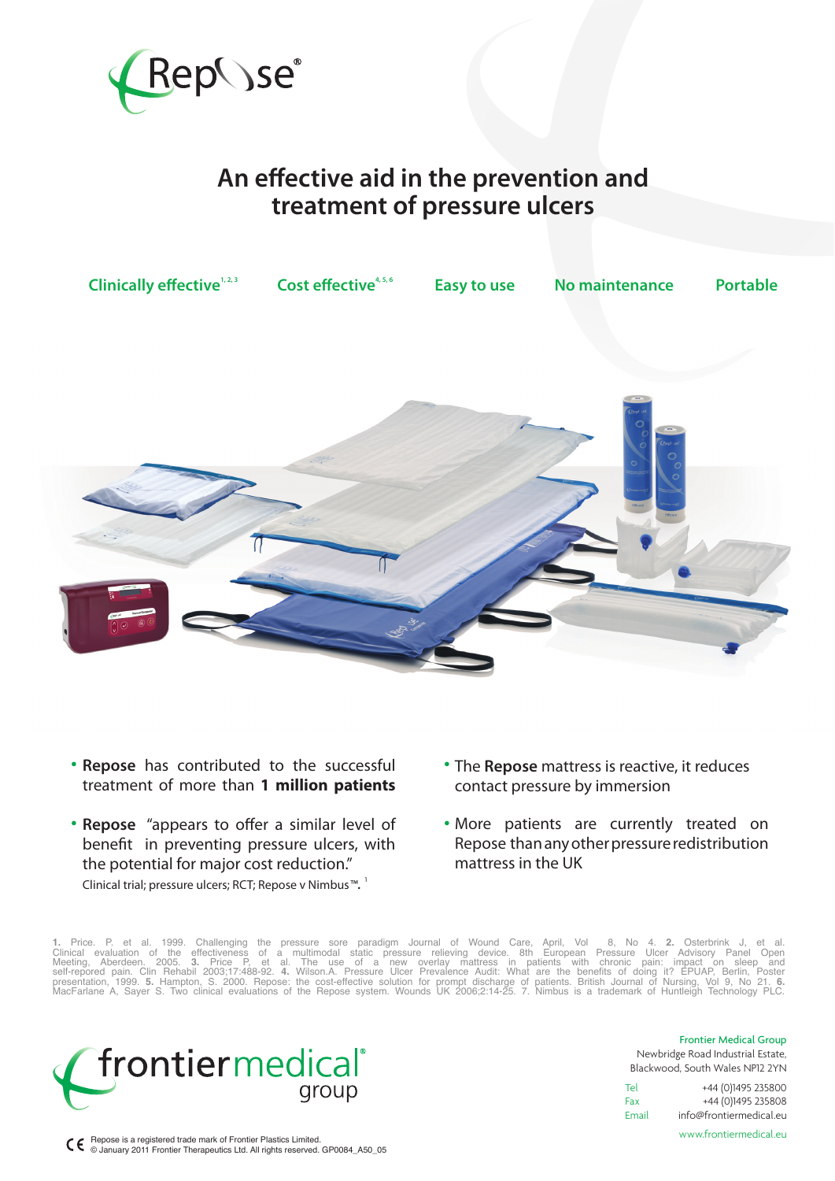Repose®

# An effective aid in the prevention and treatment of pressure ulcers

**Clinically effective**[1, 2, 3] **Cost effective**[4, 5, 6] **Easy to use** **No maintenance** **Portable**

- **Repose** has contributed to the successful treatment of more than **1 million patients**
- **Repose** "appears to offer a similar level of benefit in preventing pressure ulcers, with the potential for major cost reduction."
  Clinical trial; pressure ulcers; RCT; Repose v Nimbus™.[1]
- The **Repose** mattress is reactive, it reduces contact pressure by immersion
- More patients are currently treated on Repose than any other pressure redistribution mattress in the UK

**1.** Price. P. et al. 1999. Challenging the pressure sore paradigm Journal of Wound Care, April, Vol 8, No 4. **2.** Osterbrink J, et al. Clinical evaluation of the effectiveness of a multimodal static pressure relieving device. 8th European Pressure Ulcer Advisory Panel Open Meeting, Aberdeen. 2005. **3.** Price P, et al. The use of a new overlay mattress in patients with chronic pain: impact on sleep and self-repored pain. Clin Rehabil 2003;17:488-92. **4.** Wilson.A. Pressure Ulcer Prevalence Audit: What are the benefits of doing it? EPUAP, Berlin, Poster presentation, 1999. **5.** Hampton, S. 2000. Repose: the cost-effective solution for prompt discharge of patients. British Journal of Nursing, Vol 9, No 21. **6.** MacFarlane A, Sayer S. Two clinical evaluations of the Repose system. Wounds UK 2006;2:14-25. 7. Nimbus is a trademark of Huntleigh Technology PLC.

frontiermedical® group

Frontier Medical Group
Newbridge Road Industrial Estate,
Blackwood, South Wales NP12 2YN

Tel +44 (0)1495 235800
Fax +44 (0)1495 235808
Email info@frontiermedical.eu

www.frontiermedical.eu

CE Repose is a registered trade mark of Frontier Plastics Limited.
© January 2011 Frontier Therapeutics Ltd. All rights reserved. GP0084_A50_05